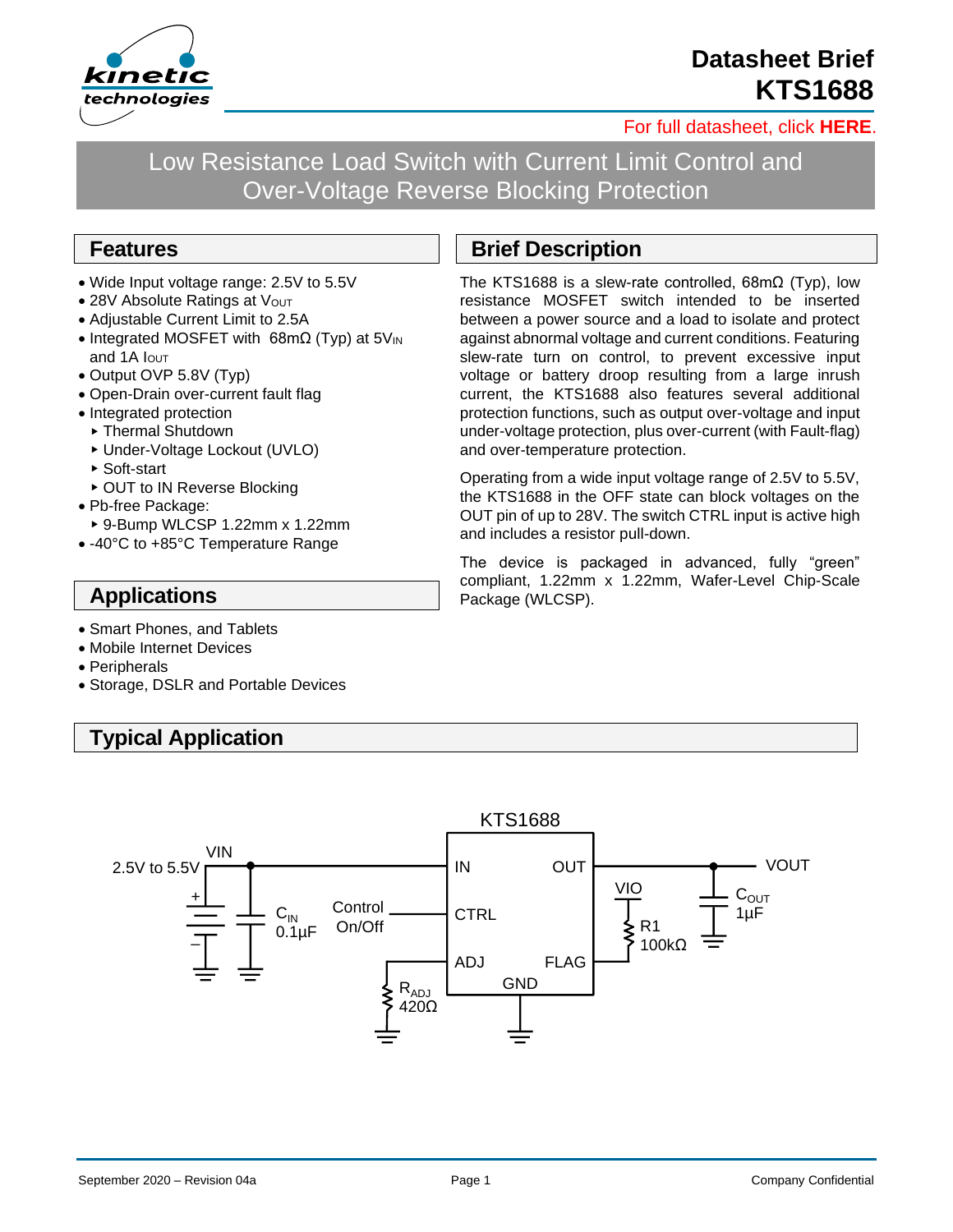# Datasheet Brief KTS1688

For full datasheet, click **HERE**.

## Low Resistance Load Switch with Current Limit Control and Over-Voltage Reverse Blocking Protection

## Features

- Wide Input voltage range: 2.5V to 5.5V
- 28V Absolute Ratings at $V_{OUT}$
- Adjustable Current Limit to 2.5A
- Integrated MOSFET with 68mΩ (Typ) at $5V_{IN}$ and 1A $I_{OUT}$
- Output OVP 5.8V (Typ)
- Open-Drain over-current fault flag
- Integrated protection
  - Thermal Shutdown
  - Under-Voltage Lockout (UVLO)
  - Soft-start
  - OUT to IN Reverse Blocking
- Pb-free Package:
  - 9-Bump WLCSP 1.22mm x 1.22mm
- -40°C to +85°C Temperature Range

## Brief Description

The KTS1688 is a slew-rate controlled, 68mΩ (Typ), low resistance MOSFET switch intended to be inserted between a power source and a load to isolate and protect against abnormal voltage and current conditions. Featuring slew-rate turn on control, to prevent excessive input voltage or battery droop resulting from a large inrush current, the KTS1688 also features several additional protection functions, such as output over-voltage and input under-voltage protection, plus over-current (with Fault-flag) and over-temperature protection.

Operating from a wide input voltage range of 2.5V to 5.5V, the KTS1688 in the OFF state can block voltages on the OUT pin of up to 28V. The switch CTRL input is active high and includes a resistor pull-down.

The device is packaged in advanced, fully "green" compliant, 1.22mm x 1.22mm, Wafer-Level Chip-Scale Package (WLCSP).

## Applications

- Smart Phones, and Tablets
- Mobile Internet Devices
- Peripherals
- Storage, DSLR and Portable Devices

## Typical Application

KTS1688

2.5V to 5.5V VIN — IN; OUT — VOUT

$C_{IN}$ 0.1µF; $C_{OUT}$ 1µF

Control On/Off — CTRL

ADJ — $R_{ADJ}$ 420Ω

FLAG — R1 100kΩ — VIO

GND

September 2020 – Revision 04a

Company Confidential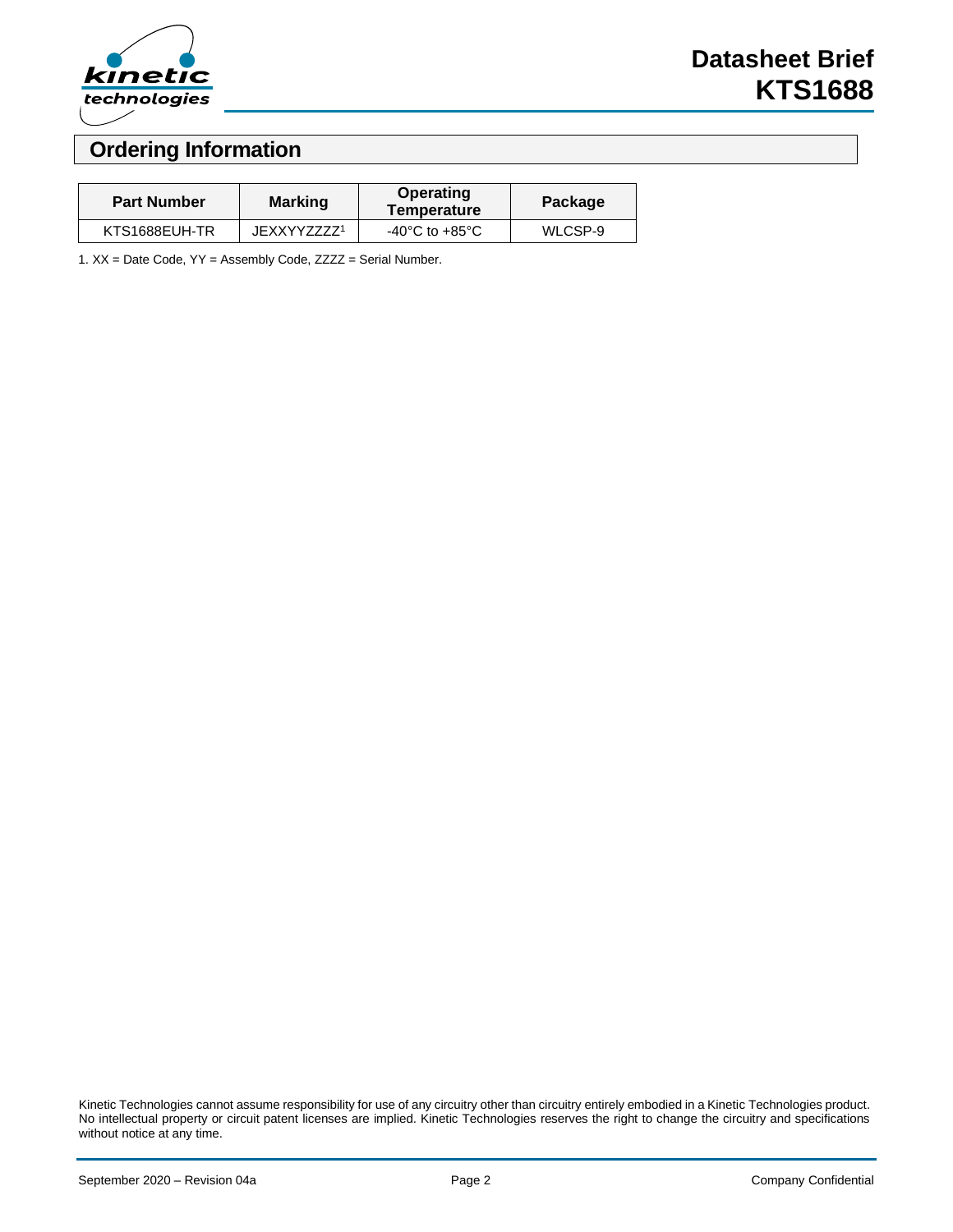## Ordering Information

| Part Number | Marking | Operating Temperature | Package |
|---|---|---|---|
| KTS1688EUH-TR | JEXXYYZZZZ[1] | -40°C to +85°C | WLCSP-9 |

1. XX = Date Code, YY = Assembly Code, ZZZZ = Serial Number.

Kinetic Technologies cannot assume responsibility for use of any circuitry other than circuitry entirely embodied in a Kinetic Technologies product. No intellectual property or circuit patent licenses are implied. Kinetic Technologies reserves the right to change the circuitry and specifications without notice at any time.